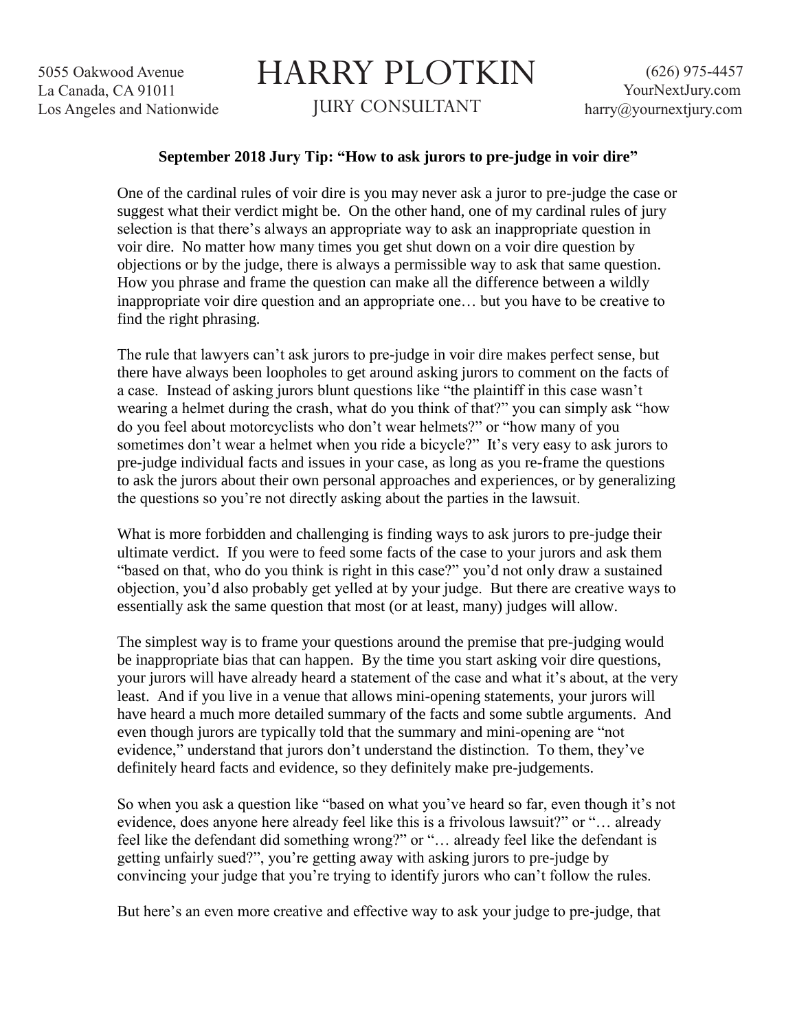HARRY PLOTKIN

JURY CONSULTANT

5055 Oakwood Avenue
La Canada, CA 91011
Los Angeles and Nationwide

(626) 975-4457
YourNextJury.com
harry@yournextjury.com

**September 2018 Jury Tip: "How to ask jurors to pre-judge in voir dire"**

One of the cardinal rules of voir dire is you may never ask a juror to pre-judge the case or suggest what their verdict might be. On the other hand, one of my cardinal rules of jury selection is that there's always an appropriate way to ask an inappropriate question in voir dire. No matter how many times you get shut down on a voir dire question by objections or by the judge, there is always a permissible way to ask that same question. How you phrase and frame the question can make all the difference between a wildly inappropriate voir dire question and an appropriate one… but you have to be creative to find the right phrasing.

The rule that lawyers can't ask jurors to pre-judge in voir dire makes perfect sense, but there have always been loopholes to get around asking jurors to comment on the facts of a case. Instead of asking jurors blunt questions like "the plaintiff in this case wasn't wearing a helmet during the crash, what do you think of that?" you can simply ask "how do you feel about motorcyclists who don't wear helmets?" or "how many of you sometimes don't wear a helmet when you ride a bicycle?" It's very easy to ask jurors to pre-judge individual facts and issues in your case, as long as you re-frame the questions to ask the jurors about their own personal approaches and experiences, or by generalizing the questions so you're not directly asking about the parties in the lawsuit.

What is more forbidden and challenging is finding ways to ask jurors to pre-judge their ultimate verdict. If you were to feed some facts of the case to your jurors and ask them "based on that, who do you think is right in this case?" you'd not only draw a sustained objection, you'd also probably get yelled at by your judge. But there are creative ways to essentially ask the same question that most (or at least, many) judges will allow.

The simplest way is to frame your questions around the premise that pre-judging would be inappropriate bias that can happen. By the time you start asking voir dire questions, your jurors will have already heard a statement of the case and what it's about, at the very least. And if you live in a venue that allows mini-opening statements, your jurors will have heard a much more detailed summary of the facts and some subtle arguments. And even though jurors are typically told that the summary and mini-opening are "not evidence," understand that jurors don't understand the distinction. To them, they've definitely heard facts and evidence, so they definitely make pre-judgements.

So when you ask a question like "based on what you've heard so far, even though it's not evidence, does anyone here already feel like this is a frivolous lawsuit?" or "… already feel like the defendant did something wrong?" or "… already feel like the defendant is getting unfairly sued?", you're getting away with asking jurors to pre-judge by convincing your judge that you're trying to identify jurors who can't follow the rules.

But here's an even more creative and effective way to ask your judge to pre-judge, that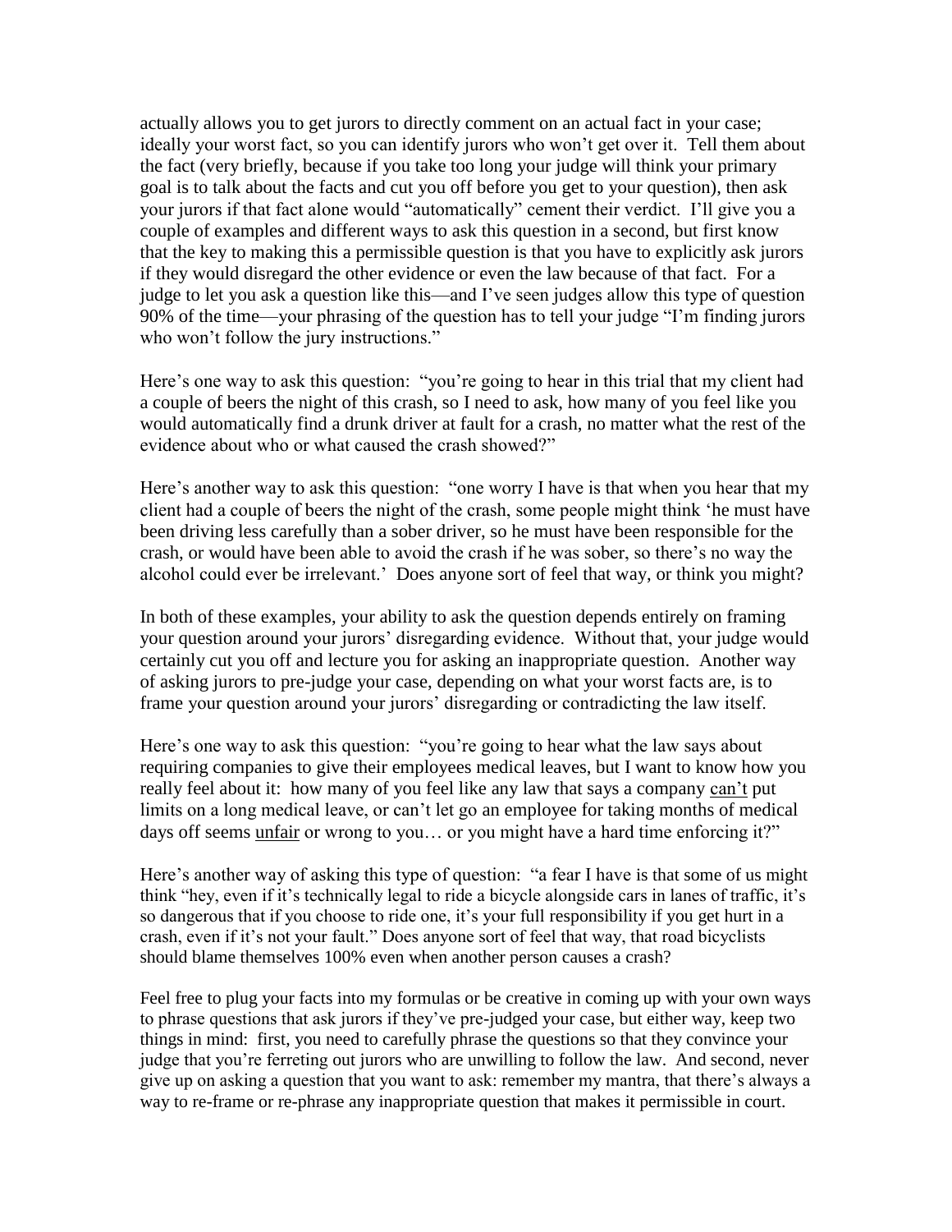actually allows you to get jurors to directly comment on an actual fact in your case; ideally your worst fact, so you can identify jurors who won't get over it. Tell them about the fact (very briefly, because if you take too long your judge will think your primary goal is to talk about the facts and cut you off before you get to your question), then ask your jurors if that fact alone would "automatically" cement their verdict. I'll give you a couple of examples and different ways to ask this question in a second, but first know that the key to making this a permissible question is that you have to explicitly ask jurors if they would disregard the other evidence or even the law because of that fact. For a judge to let you ask a question like this—and I've seen judges allow this type of question 90% of the time—your phrasing of the question has to tell your judge "I'm finding jurors who won't follow the jury instructions."

Here's one way to ask this question: "you're going to hear in this trial that my client had a couple of beers the night of this crash, so I need to ask, how many of you feel like you would automatically find a drunk driver at fault for a crash, no matter what the rest of the evidence about who or what caused the crash showed?"

Here's another way to ask this question: "one worry I have is that when you hear that my client had a couple of beers the night of the crash, some people might think 'he must have been driving less carefully than a sober driver, so he must have been responsible for the crash, or would have been able to avoid the crash if he was sober, so there's no way the alcohol could ever be irrelevant.' Does anyone sort of feel that way, or think you might?

In both of these examples, your ability to ask the question depends entirely on framing your question around your jurors' disregarding evidence. Without that, your judge would certainly cut you off and lecture you for asking an inappropriate question. Another way of asking jurors to pre-judge your case, depending on what your worst facts are, is to frame your question around your jurors' disregarding or contradicting the law itself.

Here's one way to ask this question: "you're going to hear what the law says about requiring companies to give their employees medical leaves, but I want to know how you really feel about it: how many of you feel like any law that says a company <u>can't</u> put limits on a long medical leave, or can't let go an employee for taking months of medical days off seems <u>unfair</u> or wrong to you… or you might have a hard time enforcing it?"

Here's another way of asking this type of question: "a fear I have is that some of us might think "hey, even if it's technically legal to ride a bicycle alongside cars in lanes of traffic, it's so dangerous that if you choose to ride one, it's your full responsibility if you get hurt in a crash, even if it's not your fault." Does anyone sort of feel that way, that road bicyclists should blame themselves 100% even when another person causes a crash?

Feel free to plug your facts into my formulas or be creative in coming up with your own ways to phrase questions that ask jurors if they've pre-judged your case, but either way, keep two things in mind: first, you need to carefully phrase the questions so that they convince your judge that you're ferreting out jurors who are unwilling to follow the law. And second, never give up on asking a question that you want to ask: remember my mantra, that there's always a way to re-frame or re-phrase any inappropriate question that makes it permissible in court.